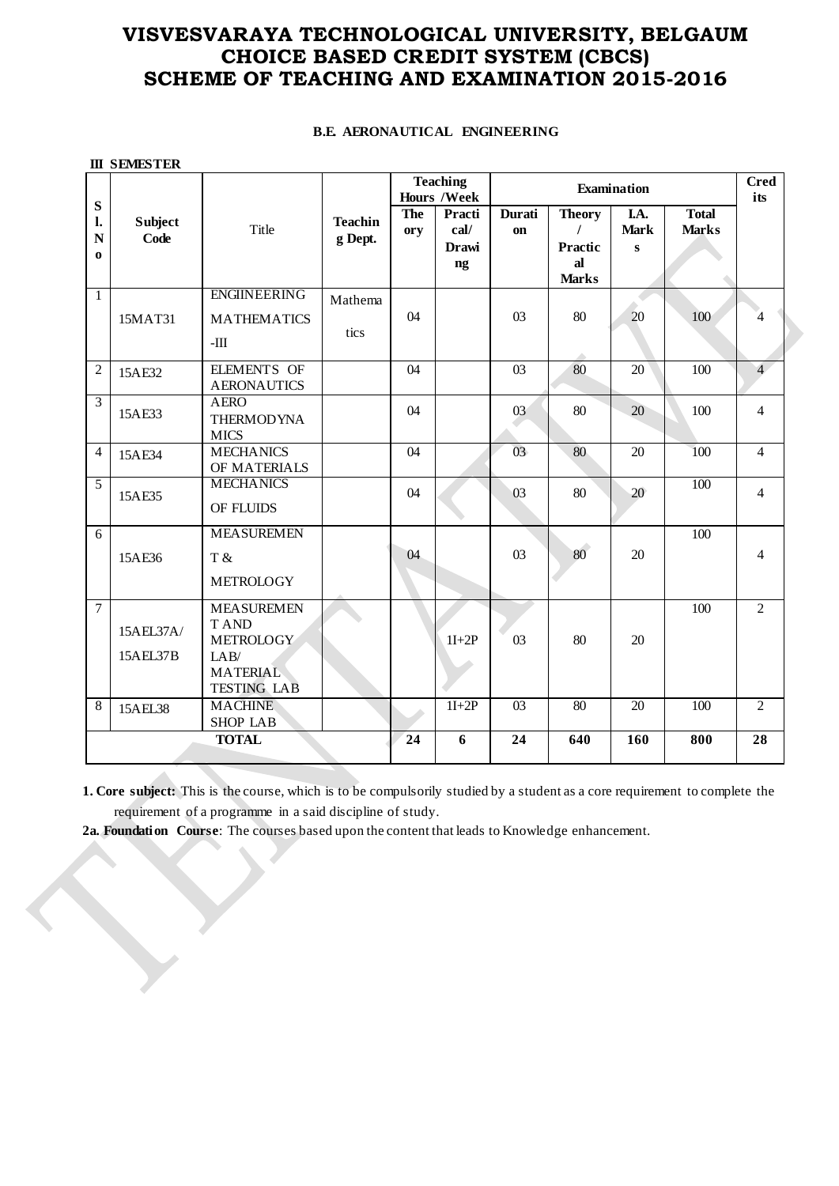# VISVESVARAYA TECHNOLOGICAL UNIVERSITY, BELGAUM
# CHOICE BASED CREDIT SYSTEM (CBCS)
# SCHEME OF TEACHING AND EXAMINATION 2015-2016

**B.E. AERONAUTICAL ENGINEERING**

**III SEMESTER**

| Sl. No | Subject Code | Title | Teaching Dept. | Teaching Hours /Week | | Examination | | | | Credits |
|---|---|---|---|---|---|---|---|---|---|---|
| | | | | Theory | Practical/ Drawing | Duration | Theory / Practical Marks | I.A. Marks | Total Marks | |
| 1 | 15MAT31 | ENGIINEERING MATHEMATICS -III | Mathematics | 04 | | 03 | 80 | 20 | 100 | 4 |
| 2 | 15AE32 | ELEMENTS OF AERONAUTICS | | 04 | | 03 | 80 | 20 | 100 | 4 |
| 3 | 15AE33 | AERO THERMODYNAMICS | | 04 | | 03 | 80 | 20 | 100 | 4 |
| 4 | 15AE34 | MECHANICS OF MATERIALS | | 04 | | 03 | 80 | 20 | 100 | 4 |
| 5 | 15AE35 | MECHANICS OF FLUIDS | | 04 | | 03 | 80 | 20 | 100 | 4 |
| 6 | 15AE36 | MEASUREMENT & METROLOGY | | 04 | | 03 | 80 | 20 | 100 | 4 |
| 7 | 15AEL37A/ 15AEL37B | MEASUREMENT AND METROLOGY LAB/ MATERIAL TESTING LAB | | | 1I+2P | 03 | 80 | 20 | 100 | 2 |
| 8 | 15AEL38 | MACHINE SHOP LAB | | | 1I+2P | 03 | 80 | 20 | 100 | 2 |
| | | **TOTAL** | | **24** | **6** | **24** | **640** | **160** | **800** | **28** |

**1. Core subject:** This is the course, which is to be compulsorily studied by a student as a core requirement to complete the requirement of a programme in a said discipline of study.

**2a. Foundation Course**: The courses based upon the content that leads to Knowledge enhancement.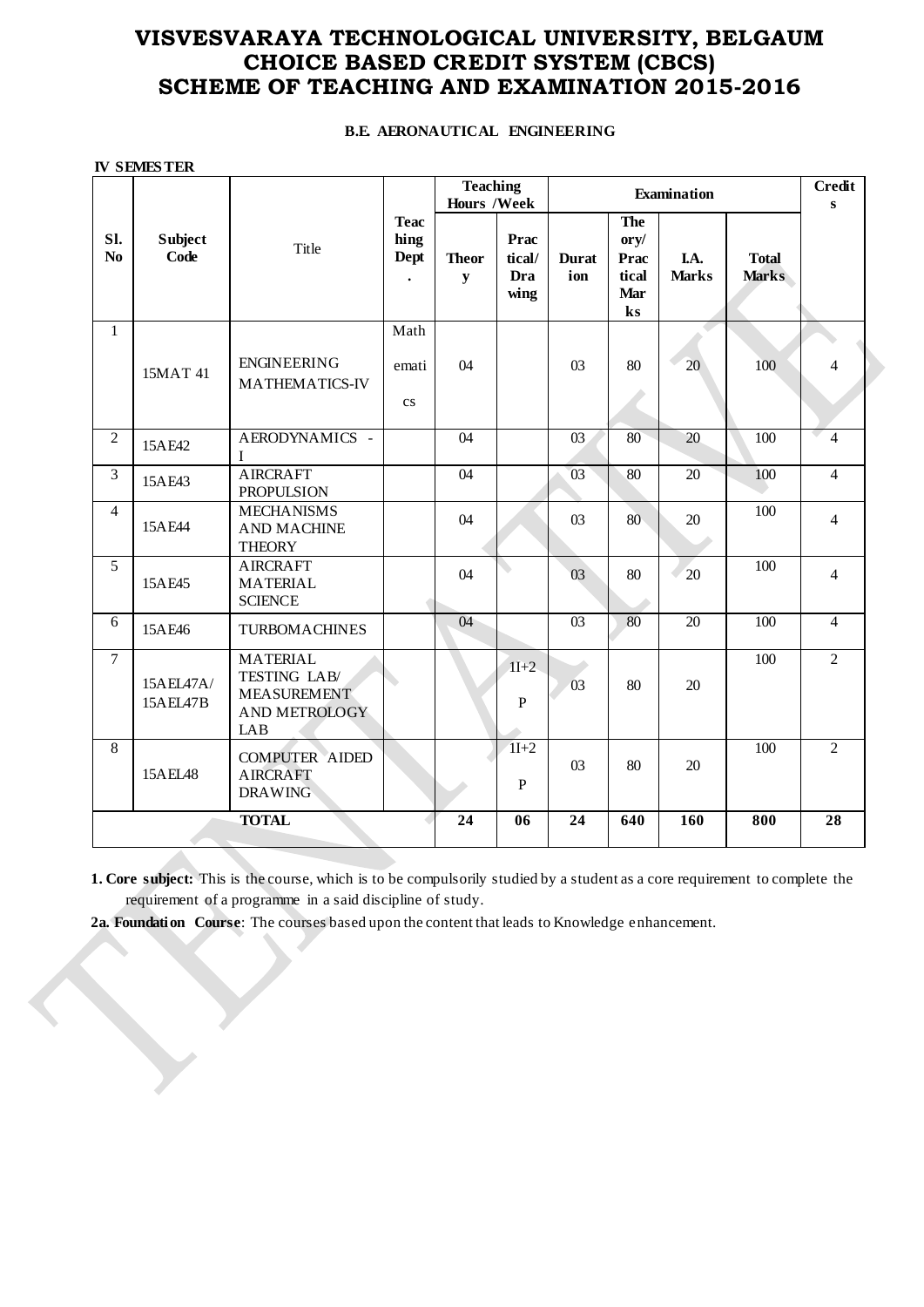# VISVESVARAYA TECHNOLOGICAL UNIVERSITY, BELGAUM
# CHOICE BASED CREDIT SYSTEM (CBCS)
# SCHEME OF TEACHING AND EXAMINATION 2015-2016

**B.E. AERONAUTICAL ENGINEERING**

**IV SEMESTER**

| Sl. No | Subject Code | Title | Teaching Dept. | Teaching Hours /Week | | Examination | | | | Credits |
|---|---|---|---|---|---|---|---|---|---|---|
| | | | | Theory | Practical/ Drawing | Duration | Theory/ Practical Marks | I.A. Marks | Total Marks | |
| 1 | 15MAT 41 | ENGINEERING MATHEMATICS-IV | Mathematics | 04 | | 03 | 80 | 20 | 100 | 4 |
| 2 | 15AE42 | AERODYNAMICS - I | | 04 | | 03 | 80 | 20 | 100 | 4 |
| 3 | 15AE43 | AIRCRAFT PROPULSION | | 04 | | 03 | 80 | 20 | 100 | 4 |
| 4 | 15AE44 | MECHANISMS AND MACHINE THEORY | | 04 | | 03 | 80 | 20 | 100 | 4 |
| 5 | 15AE45 | AIRCRAFT MATERIAL SCIENCE | | 04 | | 03 | 80 | 20 | 100 | 4 |
| 6 | 15AE46 | TURBOMACHINES | | 04 | | 03 | 80 | 20 | 100 | 4 |
| 7 | 15AEL47A/ 15AEL47B | MATERIAL TESTING LAB/ MEASUREMENT AND METROLOGY LAB | | | 1I+2 P | 03 | 80 | 20 | 100 | 2 |
| 8 | 15AEL48 | COMPUTER AIDED AIRCRAFT DRAWING | | | 1I+2 P | 03 | 80 | 20 | 100 | 2 |
| | | **TOTAL** | | **24** | **06** | **24** | **640** | **160** | **800** | **28** |

**1. Core subject:** This is the course, which is to be compulsorily studied by a student as a core requirement to complete the requirement of a programme in a said discipline of study.

**2a. Foundation Course**: The courses based upon the content that leads to Knowledge enhancement.